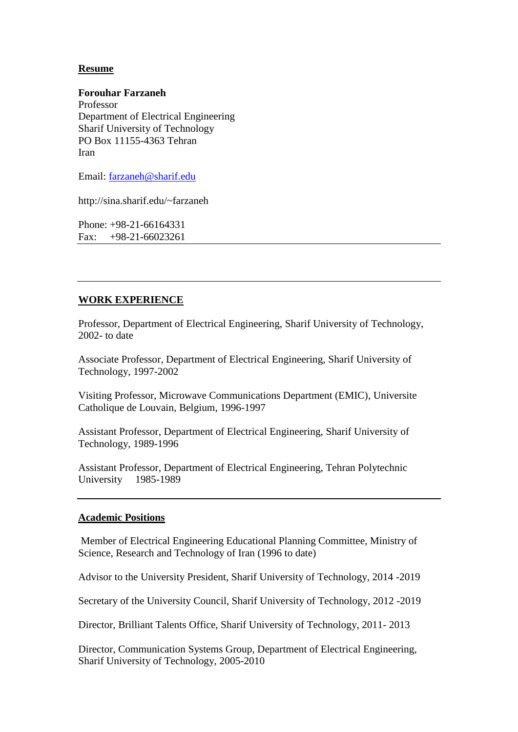# Resume

**Forouhar Farzaneh**
Professor
Department of Electrical Engineering
Sharif University of Technology
PO Box 11155-4363 Tehran
Iran

Email: farzaneh@sharif.edu

http://sina.sharif.edu/~farzaneh

Phone: +98-21-66164331
Fax: +98-21-66023261

---

---

## WORK EXPERIENCE

Professor, Department of Electrical Engineering, Sharif University of Technology, 2002- to date

Associate Professor, Department of Electrical Engineering, Sharif University of Technology, 1997-2002

Visiting Professor, Microwave Communications Department (EMIC), Universite Catholique de Louvain, Belgium, 1996-1997

Assistant Professor, Department of Electrical Engineering, Sharif University of Technology, 1989-1996

Assistant Professor, Department of Electrical Engineering, Tehran Polytechnic University 1985-1989

---

## Academic Positions

Member of Electrical Engineering Educational Planning Committee, Ministry of Science, Research and Technology of Iran (1996 to date)

Advisor to the University President, Sharif University of Technology, 2014 -2019

Secretary of the University Council, Sharif University of Technology, 2012 -2019

Director, Brilliant Talents Office, Sharif University of Technology, 2011- 2013

Director, Communication Systems Group, Department of Electrical Engineering, Sharif University of Technology, 2005-2010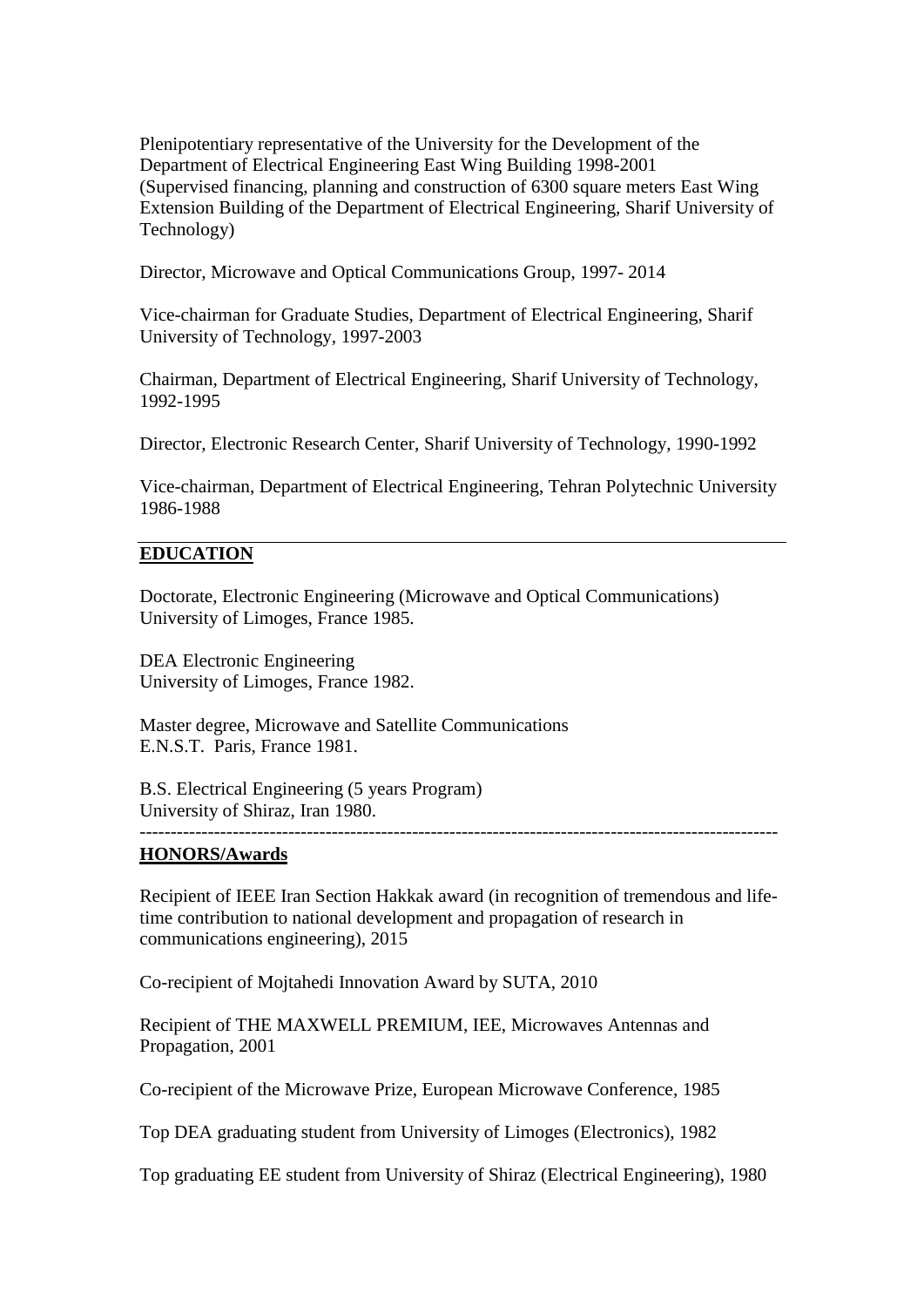Plenipotentiary representative of the University for the Development of the Department of Electrical Engineering East Wing Building 1998-2001
(Supervised financing, planning and construction of 6300 square meters East Wing Extension Building of the Department of Electrical Engineering, Sharif University of Technology)

Director, Microwave and Optical Communications Group, 1997- 2014

Vice-chairman for Graduate Studies, Department of Electrical Engineering, Sharif University of Technology, 1997-2003

Chairman, Department of Electrical Engineering, Sharif University of Technology, 1992-1995

Director, Electronic Research Center, Sharif University of Technology, 1990-1992

Vice-chairman, Department of Electrical Engineering, Tehran Polytechnic University 1986-1988

---

## EDUCATION

Doctorate, Electronic Engineering (Microwave and Optical Communications)
University of Limoges, France 1985.

DEA Electronic Engineering
University of Limoges, France 1982.

Master degree, Microwave and Satellite Communications
E.N.S.T. Paris, France 1981.

B.S. Electrical Engineering (5 years Program)
University of Shiraz, Iran 1980.

---

## HONORS/Awards

Recipient of IEEE Iran Section Hakkak award (in recognition of tremendous and life-time contribution to national development and propagation of research in communications engineering), 2015

Co-recipient of Mojtahedi Innovation Award by SUTA, 2010

Recipient of THE MAXWELL PREMIUM, IEE, Microwaves Antennas and Propagation, 2001

Co-recipient of the Microwave Prize, European Microwave Conference, 1985

Top DEA graduating student from University of Limoges (Electronics), 1982

Top graduating EE student from University of Shiraz (Electrical Engineering), 1980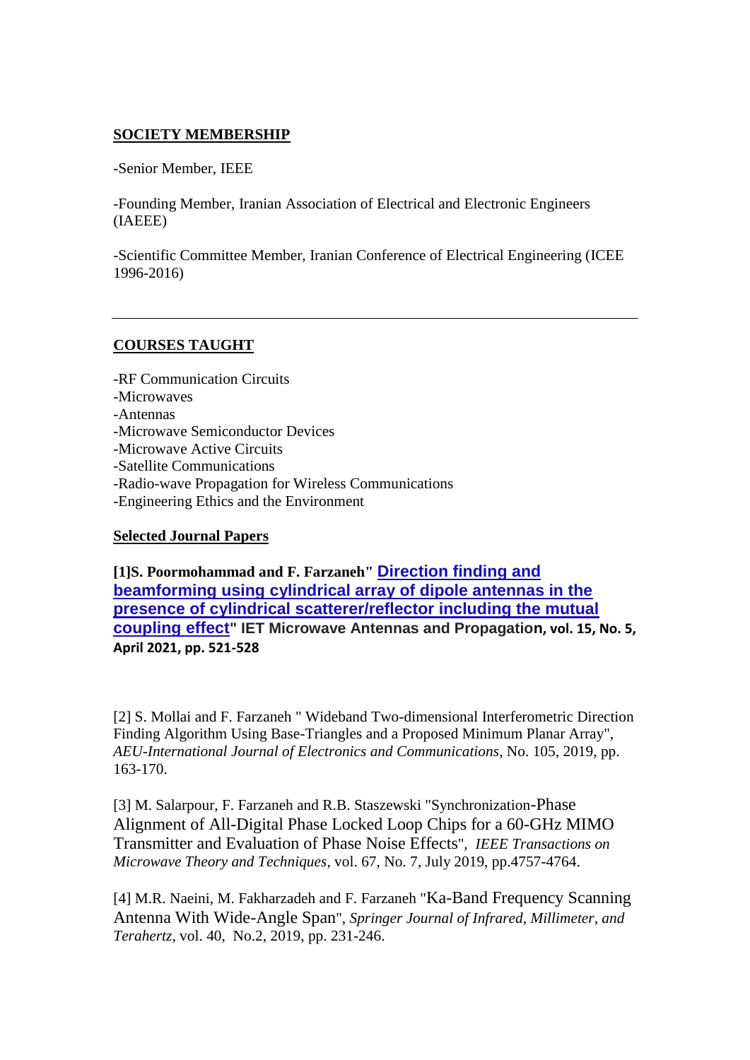## SOCIETY MEMBERSHIP

-Senior Member, IEEE

-Founding Member, Iranian Association of Electrical and Electronic Engineers (IAEEE)

-Scientific Committee Member, Iranian Conference of Electrical Engineering (ICEE 1996-2016)

---

## COURSES TAUGHT

-RF Communication Circuits
-Microwaves
-Antennas
-Microwave Semiconductor Devices
-Microwave Active Circuits
-Satellite Communications
-Radio-wave Propagation for Wireless Communications
-Engineering Ethics and the Environment

## Selected Journal Papers

**[1]S. Poormohammad and F. Farzaneh" Direction finding and beamforming using cylindrical array of dipole antennas in the presence of cylindrical scatterer/reflector including the mutual coupling effect" IET Microwave Antennas and Propagation, vol. 15, No. 5, April 2021, pp. 521-528**

[2] S. Mollai and F. Farzaneh " Wideband Two-dimensional Interferometric Direction Finding Algorithm Using Base-Triangles and a Proposed Minimum Planar Array", *AEU-International Journal of Electronics and Communications*, No. 105, 2019, pp. 163-170.

[3] M. Salarpour, F. Farzaneh and R.B. Staszewski "Synchronization-Phase Alignment of All-Digital Phase Locked Loop Chips for a 60-GHz MIMO Transmitter and Evaluation of Phase Noise Effects", *IEEE Transactions on Microwave Theory and Techniques*, vol. 67, No. 7, July 2019, pp.4757-4764.

[4] M.R. Naeini, M. Fakharzadeh and F. Farzaneh "Ka-Band Frequency Scanning Antenna With Wide-Angle Span", *Springer Journal of Infrared, Millimeter, and Terahertz*, vol. 40, No.2, 2019, pp. 231-246.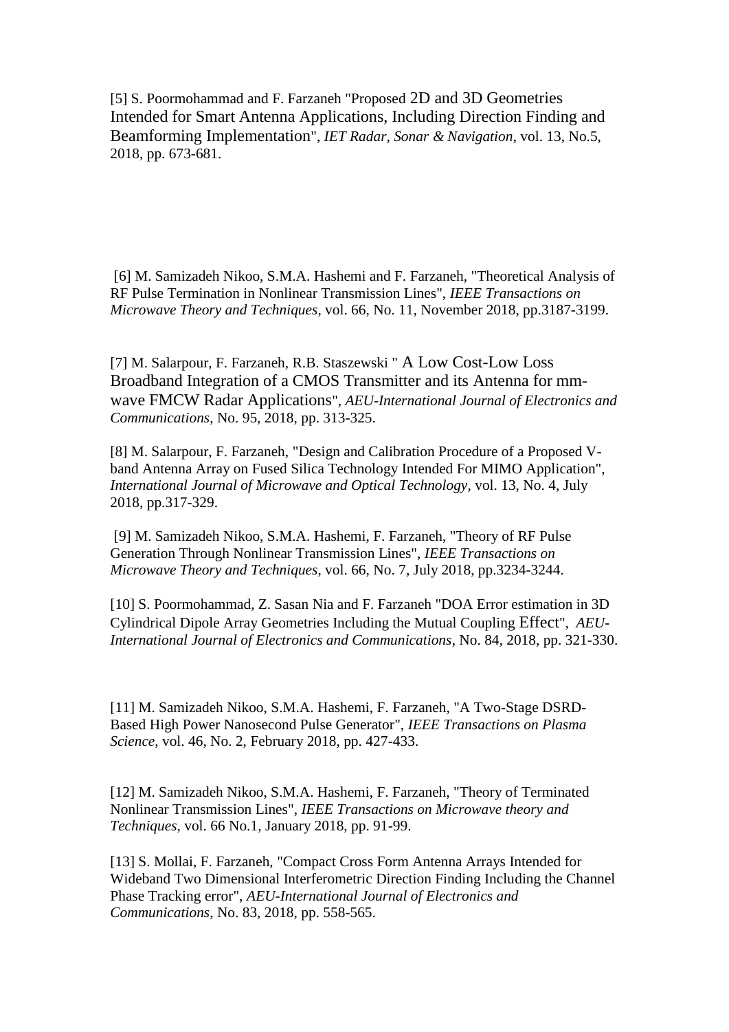[5] S. Poormohammad and F. Farzaneh "Proposed 2D and 3D Geometries Intended for Smart Antenna Applications, Including Direction Finding and Beamforming Implementation", *IET Radar, Sonar & Navigation*, vol. 13, No.5, 2018, pp. 673-681.

[6] M. Samizadeh Nikoo, S.M.A. Hashemi and F. Farzaneh, "Theoretical Analysis of RF Pulse Termination in Nonlinear Transmission Lines", *IEEE Transactions on Microwave Theory and Techniques*, vol. 66, No. 11, November 2018, pp.3187-3199.

[7] M. Salarpour, F. Farzaneh, R.B. Staszewski " A Low Cost-Low Loss Broadband Integration of a CMOS Transmitter and its Antenna for mm-wave FMCW Radar Applications", *AEU-International Journal of Electronics and Communications*, No. 95, 2018, pp. 313-325.

[8] M. Salarpour, F. Farzaneh, "Design and Calibration Procedure of a Proposed V-band Antenna Array on Fused Silica Technology Intended For MIMO Application", *International Journal of Microwave and Optical Technology*, vol. 13, No. 4, July 2018, pp.317-329.

[9] M. Samizadeh Nikoo, S.M.A. Hashemi, F. Farzaneh, "Theory of RF Pulse Generation Through Nonlinear Transmission Lines", *IEEE Transactions on Microwave Theory and Techniques*, vol. 66, No. 7, July 2018, pp.3234-3244.

[10] S. Poormohammad, Z. Sasan Nia and F. Farzaneh "DOA Error estimation in 3D Cylindrical Dipole Array Geometries Including the Mutual Coupling Effect", *AEU-International Journal of Electronics and Communications*, No. 84, 2018, pp. 321-330.

[11] M. Samizadeh Nikoo, S.M.A. Hashemi, F. Farzaneh, "A Two-Stage DSRD-Based High Power Nanosecond Pulse Generator", *IEEE Transactions on Plasma Science*, vol. 46, No. 2, February 2018, pp. 427-433.

[12] M. Samizadeh Nikoo, S.M.A. Hashemi, F. Farzaneh, "Theory of Terminated Nonlinear Transmission Lines", *IEEE Transactions on Microwave theory and Techniques*, vol. 66 No.1, January 2018, pp. 91-99.

[13] S. Mollai, F. Farzaneh, "Compact Cross Form Antenna Arrays Intended for Wideband Two Dimensional Interferometric Direction Finding Including the Channel Phase Tracking error", *AEU-International Journal of Electronics and Communications*, No. 83, 2018, pp. 558-565.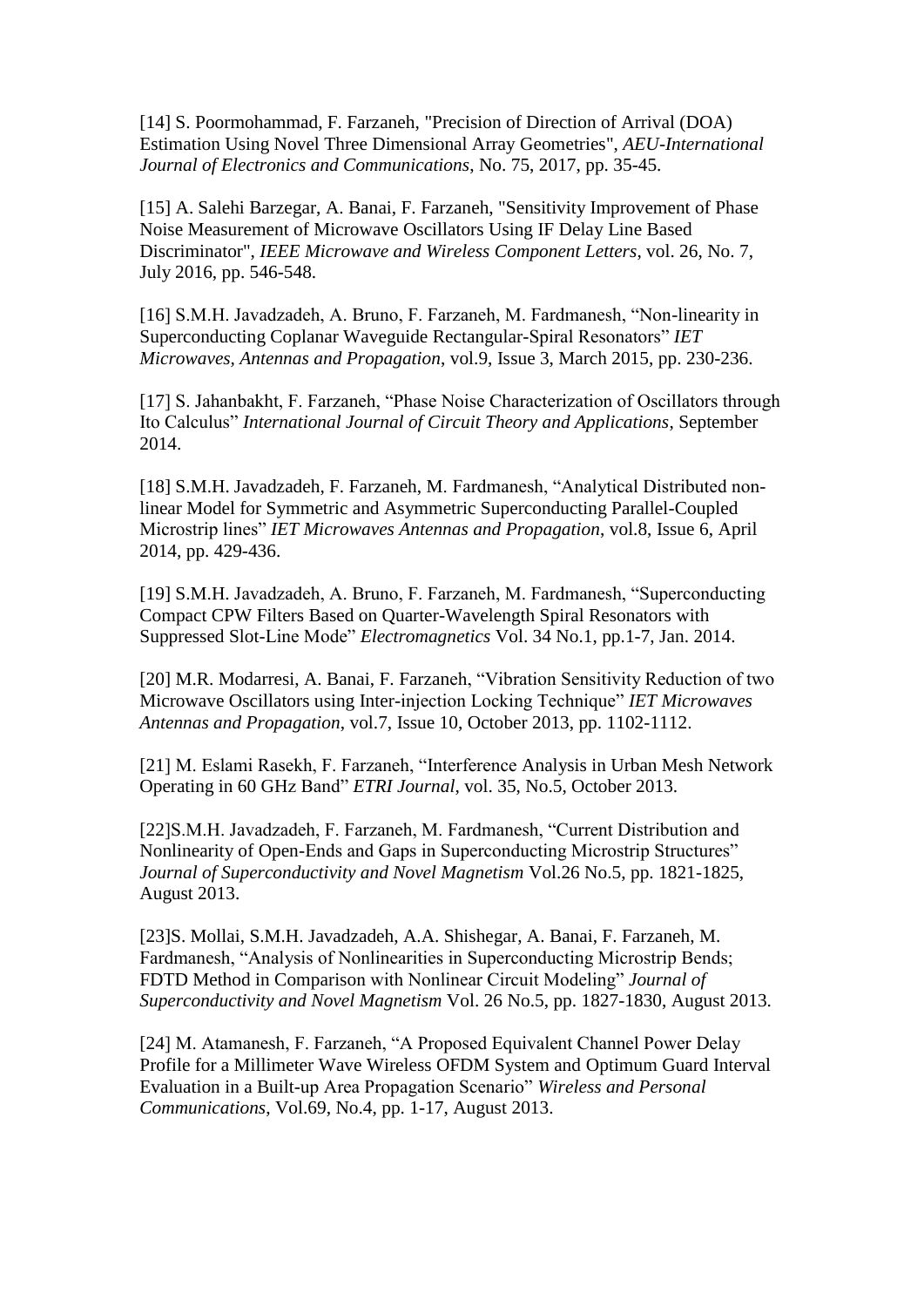[14] S. Poormohammad, F. Farzaneh, "Precision of Direction of Arrival (DOA) Estimation Using Novel Three Dimensional Array Geometries", *AEU-International Journal of Electronics and Communications*, No. 75, 2017, pp. 35-45.

[15] A. Salehi Barzegar, A. Banai, F. Farzaneh, "Sensitivity Improvement of Phase Noise Measurement of Microwave Oscillators Using IF Delay Line Based Discriminator", *IEEE Microwave and Wireless Component Letters*, vol. 26, No. 7, July 2016, pp. 546-548.

[16] S.M.H. Javadzadeh, A. Bruno, F. Farzaneh, M. Fardmanesh, "Non-linearity in Superconducting Coplanar Waveguide Rectangular-Spiral Resonators" *IET Microwaves, Antennas and Propagation*, vol.9, Issue 3, March 2015, pp. 230-236.

[17] S. Jahanbakht, F. Farzaneh, "Phase Noise Characterization of Oscillators through Ito Calculus" *International Journal of Circuit Theory and Applications*, September 2014.

[18] S.M.H. Javadzadeh, F. Farzaneh, M. Fardmanesh, "Analytical Distributed non-linear Model for Symmetric and Asymmetric Superconducting Parallel-Coupled Microstrip lines" *IET Microwaves Antennas and Propagation*, vol.8, Issue 6, April 2014, pp. 429-436.

[19] S.M.H. Javadzadeh, A. Bruno, F. Farzaneh, M. Fardmanesh, "Superconducting Compact CPW Filters Based on Quarter-Wavelength Spiral Resonators with Suppressed Slot-Line Mode" *Electromagnetics* Vol. 34 No.1, pp.1-7, Jan. 2014.

[20] M.R. Modarresi, A. Banai, F. Farzaneh, "Vibration Sensitivity Reduction of two Microwave Oscillators using Inter-injection Locking Technique" *IET Microwaves Antennas and Propagation*, vol.7, Issue 10, October 2013, pp. 1102-1112.

[21] M. Eslami Rasekh, F. Farzaneh, "Interference Analysis in Urban Mesh Network Operating in 60 GHz Band" *ETRI Journal*, vol. 35, No.5, October 2013.

[22]S.M.H. Javadzadeh, F. Farzaneh, M. Fardmanesh, "Current Distribution and Nonlinearity of Open-Ends and Gaps in Superconducting Microstrip Structures" *Journal of Superconductivity and Novel Magnetism* Vol.26 No.5, pp. 1821-1825, August 2013.

[23]S. Mollai, S.M.H. Javadzadeh, A.A. Shishegar, A. Banai, F. Farzaneh, M. Fardmanesh, "Analysis of Nonlinearities in Superconducting Microstrip Bends; FDTD Method in Comparison with Nonlinear Circuit Modeling" *Journal of Superconductivity and Novel Magnetism* Vol. 26 No.5, pp. 1827-1830, August 2013.

[24] M. Atamanesh, F. Farzaneh, "A Proposed Equivalent Channel Power Delay Profile for a Millimeter Wave Wireless OFDM System and Optimum Guard Interval Evaluation in a Built-up Area Propagation Scenario" *Wireless and Personal Communications*, Vol.69, No.4, pp. 1-17, August 2013.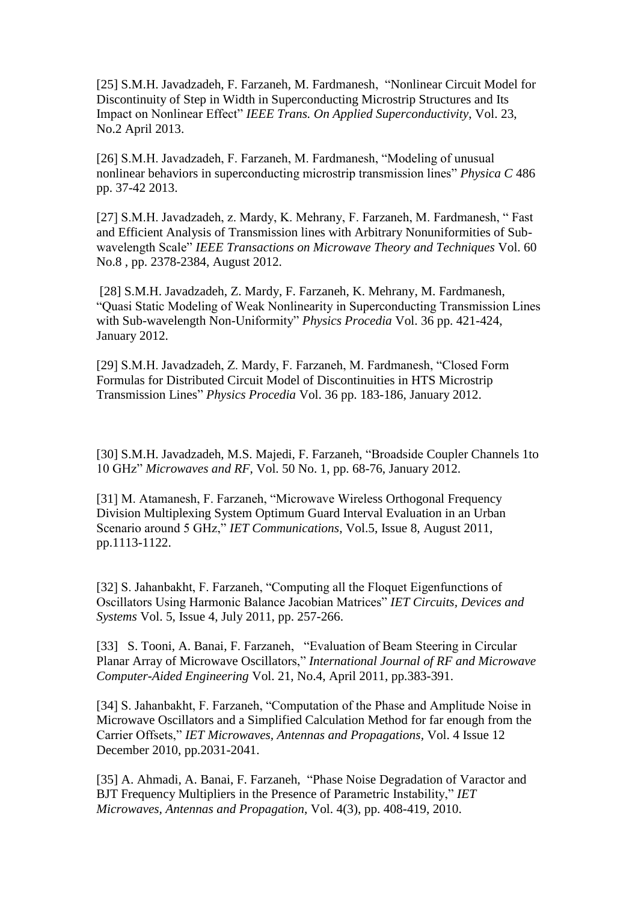[25] S.M.H. Javadzadeh, F. Farzaneh, M. Fardmanesh, "Nonlinear Circuit Model for Discontinuity of Step in Width in Superconducting Microstrip Structures and Its Impact on Nonlinear Effect" *IEEE Trans. On Applied Superconductivity*, Vol. 23, No.2 April 2013.

[26] S.M.H. Javadzadeh, F. Farzaneh, M. Fardmanesh, "Modeling of unusual nonlinear behaviors in superconducting microstrip transmission lines" *Physica C* 486 pp. 37-42 2013.

[27] S.M.H. Javadzadeh, z. Mardy, K. Mehrany, F. Farzaneh, M. Fardmanesh, " Fast and Efficient Analysis of Transmission lines with Arbitrary Nonuniformities of Sub-wavelength Scale" *IEEE Transactions on Microwave Theory and Techniques* Vol. 60 No.8 , pp. 2378-2384, August 2012.

[28] S.M.H. Javadzadeh, Z. Mardy, F. Farzaneh, K. Mehrany, M. Fardmanesh, "Quasi Static Modeling of Weak Nonlinearity in Superconducting Transmission Lines with Sub-wavelength Non-Uniformity" *Physics Procedia* Vol. 36 pp. 421-424, January 2012.

[29] S.M.H. Javadzadeh, Z. Mardy, F. Farzaneh, M. Fardmanesh, "Closed Form Formulas for Distributed Circuit Model of Discontinuities in HTS Microstrip Transmission Lines" *Physics Procedia* Vol. 36 pp. 183-186, January 2012.

[30] S.M.H. Javadzadeh, M.S. Majedi, F. Farzaneh, "Broadside Coupler Channels 1to 10 GHz" *Microwaves and RF*, Vol. 50 No. 1, pp. 68-76, January 2012.

[31] M. Atamanesh, F. Farzaneh, "Microwave Wireless Orthogonal Frequency Division Multiplexing System Optimum Guard Interval Evaluation in an Urban Scenario around 5 GHz," *IET Communications*, Vol.5, Issue 8, August 2011, pp.1113-1122.

[32] S. Jahanbakht, F. Farzaneh, "Computing all the Floquet Eigenfunctions of Oscillators Using Harmonic Balance Jacobian Matrices" *IET Circuits, Devices and Systems* Vol. 5, Issue 4, July 2011, pp. 257-266.

[33] S. Tooni, A. Banai, F. Farzaneh, "Evaluation of Beam Steering in Circular Planar Array of Microwave Oscillators," *International Journal of RF and Microwave Computer-Aided Engineering* Vol. 21, No.4, April 2011, pp.383-391.

[34] S. Jahanbakht, F. Farzaneh, "Computation of the Phase and Amplitude Noise in Microwave Oscillators and a Simplified Calculation Method for far enough from the Carrier Offsets," *IET Microwaves, Antennas and Propagations*, Vol. 4 Issue 12 December 2010, pp.2031-2041.

[35] A. Ahmadi, A. Banai, F. Farzaneh, "Phase Noise Degradation of Varactor and BJT Frequency Multipliers in the Presence of Parametric Instability," *IET Microwaves, Antennas and Propagation*, Vol. 4(3), pp. 408-419, 2010.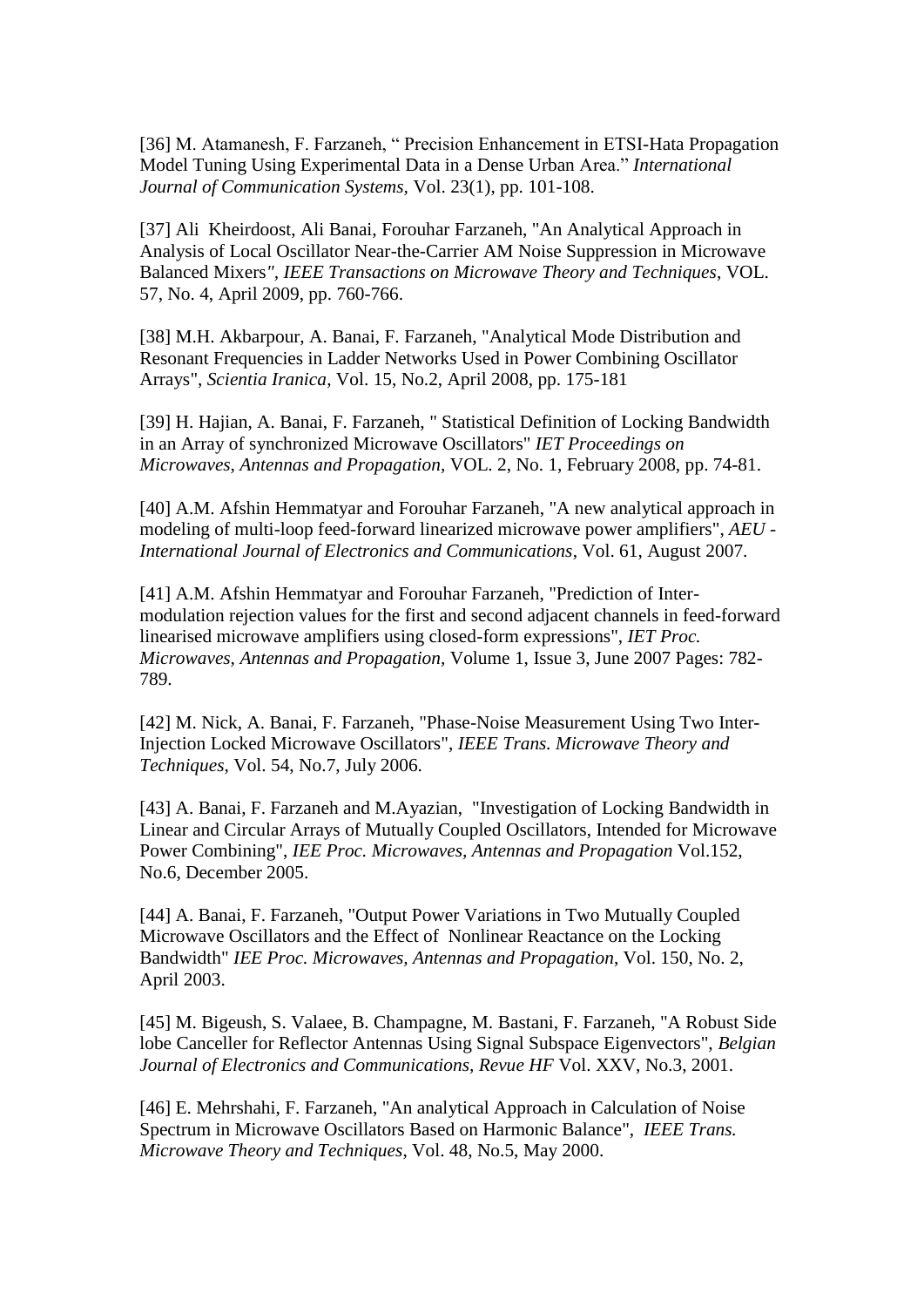[36] M. Atamanesh, F. Farzaneh, " Precision Enhancement in ETSI-Hata Propagation Model Tuning Using Experimental Data in a Dense Urban Area." *International Journal of Communication Systems*, Vol. 23(1), pp. 101-108.

[37] Ali Kheirdoost, Ali Banai, Forouhar Farzaneh, "An Analytical Approach in Analysis of Local Oscillator Near-the-Carrier AM Noise Suppression in Microwave Balanced Mixers", *IEEE Transactions on Microwave Theory and Techniques*, VOL. 57, No. 4, April 2009, pp. 760-766.

[38] M.H. Akbarpour, A. Banai, F. Farzaneh, "Analytical Mode Distribution and Resonant Frequencies in Ladder Networks Used in Power Combining Oscillator Arrays", *Scientia Iranica*, Vol. 15, No.2, April 2008, pp. 175-181

[39] H. Hajian, A. Banai, F. Farzaneh, " Statistical Definition of Locking Bandwidth in an Array of synchronized Microwave Oscillators" *IET Proceedings on Microwaves, Antennas and Propagation*, VOL. 2, No. 1, February 2008, pp. 74-81.

[40] A.M. Afshin Hemmatyar and Forouhar Farzaneh, "A new analytical approach in modeling of multi-loop feed-forward linearized microwave power amplifiers", *AEU - International Journal of Electronics and Communications*, Vol. 61, August 2007.

[41] A.M. Afshin Hemmatyar and Forouhar Farzaneh, "Prediction of Inter-modulation rejection values for the first and second adjacent channels in feed-forward linearised microwave amplifiers using closed-form expressions", *IET Proc. Microwaves, Antennas and Propagation*, Volume 1, Issue 3, June 2007 Pages: 782-789.

[42] M. Nick, A. Banai, F. Farzaneh, "Phase-Noise Measurement Using Two Inter-Injection Locked Microwave Oscillators", *IEEE Trans. Microwave Theory and Techniques*, Vol. 54, No.7, July 2006.

[43] A. Banai, F. Farzaneh and M.Ayazian, "Investigation of Locking Bandwidth in Linear and Circular Arrays of Mutually Coupled Oscillators, Intended for Microwave Power Combining", *IEE Proc. Microwaves, Antennas and Propagation* Vol.152, No.6, December 2005.

[44] A. Banai, F. Farzaneh, "Output Power Variations in Two Mutually Coupled Microwave Oscillators and the Effect of Nonlinear Reactance on the Locking Bandwidth" *IEE Proc. Microwaves, Antennas and Propagation*, Vol. 150, No. 2, April 2003.

[45] M. Bigeush, S. Valaee, B. Champagne, M. Bastani, F. Farzaneh, "A Robust Side lobe Canceller for Reflector Antennas Using Signal Subspace Eigenvectors", *Belgian Journal of Electronics and Communications, Revue HF* Vol. XXV, No.3, 2001.

[46] E. Mehrshahi, F. Farzaneh, "An analytical Approach in Calculation of Noise Spectrum in Microwave Oscillators Based on Harmonic Balance", *IEEE Trans. Microwave Theory and Techniques*, Vol. 48, No.5, May 2000.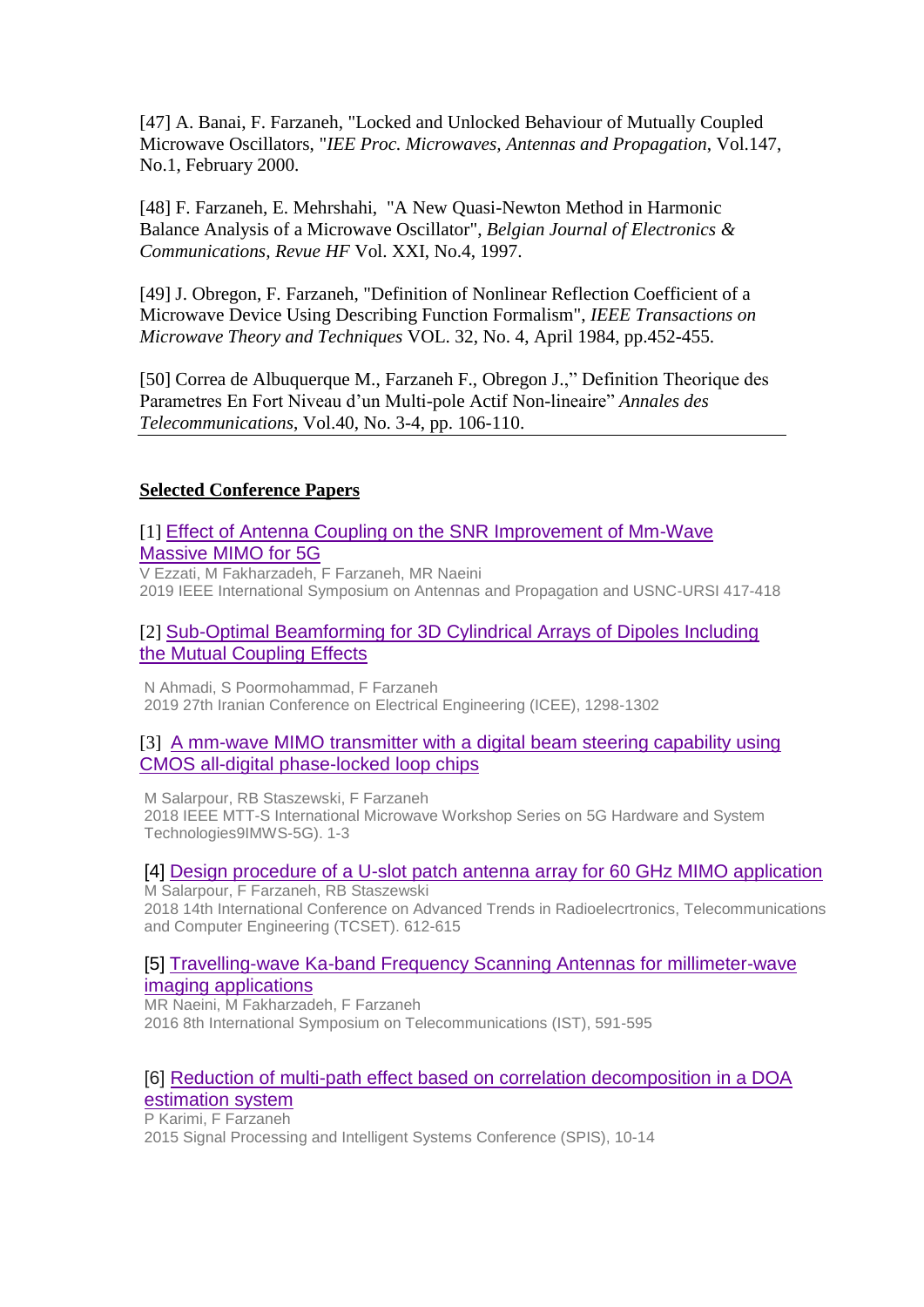[47] A. Banai, F. Farzaneh, "Locked and Unlocked Behaviour of Mutually Coupled Microwave Oscillators, "*IEE Proc. Microwaves, Antennas and Propagation*, Vol.147, No.1, February 2000.

[48] F. Farzaneh, E. Mehrshahi, "A New Quasi-Newton Method in Harmonic Balance Analysis of a Microwave Oscillator", *Belgian Journal of Electronics & Communications, Revue HF* Vol. XXI, No.4, 1997.

[49] J. Obregon, F. Farzaneh, "Definition of Nonlinear Reflection Coefficient of a Microwave Device Using Describing Function Formalism", *IEEE Transactions on Microwave Theory and Techniques* VOL. 32, No. 4, April 1984, pp.452-455.

[50] Correa de Albuquerque M., Farzaneh F., Obregon J.," Definition Theorique des Parametres En Fort Niveau d'un Multi-pole Actif Non-lineaire" *Annales des Telecommunications*, Vol.40, No. 3-4, pp. 106-110.

---

**Selected Conference Papers**

[1] Effect of Antenna Coupling on the SNR Improvement of Mm-Wave Massive MIMO for 5G
V Ezzati, M Fakharzadeh, F Farzaneh, MR Naeini
2019 IEEE International Symposium on Antennas and Propagation and USNC-URSI 417-418

[2] Sub-Optimal Beamforming for 3D Cylindrical Arrays of Dipoles Including the Mutual Coupling Effects
N Ahmadi, S Poormohammad, F Farzaneh
2019 27th Iranian Conference on Electrical Engineering (ICEE), 1298-1302

[3] A mm-wave MIMO transmitter with a digital beam steering capability using CMOS all-digital phase-locked loop chips
M Salarpour, RB Staszewski, F Farzaneh
2018 IEEE MTT-S International Microwave Workshop Series on 5G Hardware and System Technologies9IMWS-5G). 1-3

[4] Design procedure of a U-slot patch antenna array for 60 GHz MIMO application
M Salarpour, F Farzaneh, RB Staszewski
2018 14th International Conference on Advanced Trends in Radioelecrtronics, Telecommunications and Computer Engineering (TCSET). 612-615

[5] Travelling-wave Ka-band Frequency Scanning Antennas for millimeter-wave imaging applications
MR Naeini, M Fakharzadeh, F Farzaneh
2016 8th International Symposium on Telecommunications (IST), 591-595

[6] Reduction of multi-path effect based on correlation decomposition in a DOA estimation system
P Karimi, F Farzaneh
2015 Signal Processing and Intelligent Systems Conference (SPIS), 10-14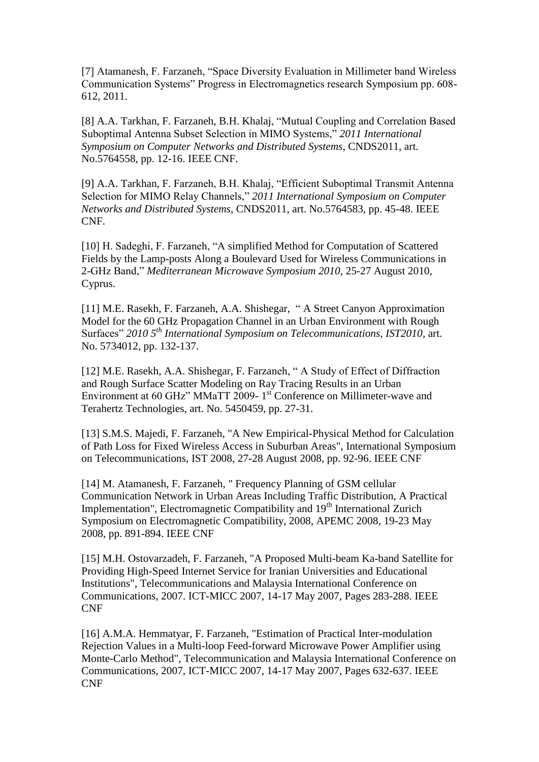[7] Atamanesh, F. Farzaneh, "Space Diversity Evaluation in Millimeter band Wireless Communication Systems" Progress in Electromagnetics research Symposium pp. 608-612, 2011.

[8] A.A. Tarkhan, F. Farzaneh, B.H. Khalaj, "Mutual Coupling and Correlation Based Suboptimal Antenna Subset Selection in MIMO Systems," *2011 International Symposium on Computer Networks and Distributed Systems*, CNDS2011, art. No.5764558, pp. 12-16. IEEE CNF.

[9] A.A. Tarkhan, F. Farzaneh, B.H. Khalaj, "Efficient Suboptimal Transmit Antenna Selection for MIMO Relay Channels," *2011 International Symposium on Computer Networks and Distributed Systems*, CNDS2011, art. No.5764583, pp. 45-48. IEEE CNF.

[10] H. Sadeghi, F. Farzaneh, "A simplified Method for Computation of Scattered Fields by the Lamp-posts Along a Boulevard Used for Wireless Communications in 2-GHz Band," *Mediterranean Microwave Symposium 2010*, 25-27 August 2010, Cyprus.

[11] M.E. Rasekh, F. Farzaneh, A.A. Shishegar, " A Street Canyon Approximation Model for the 60 GHz Propagation Channel in an Urban Environment with Rough Surfaces" *2010 5th International Symposium on Telecommunications, IST2010*, art. No. 5734012, pp. 132-137.

[12] M.E. Rasekh, A.A. Shishegar, F. Farzaneh, " A Study of Effect of Diffraction and Rough Surface Scatter Modeling on Ray Tracing Results in an Urban Environment at 60 GHz" MMaTT 2009- 1st Conference on Millimeter-wave and Terahertz Technologies, art. No. 5450459, pp. 27-31.

[13] S.M.S. Majedi, F. Farzaneh, "A New Empirical-Physical Method for Calculation of Path Loss for Fixed Wireless Access in Suburban Areas", International Symposium on Telecommunications, IST 2008, 27-28 August 2008, pp. 92-96. IEEE CNF

[14] M. Atamanesh, F. Farzaneh, " Frequency Planning of GSM cellular Communication Network in Urban Areas Including Traffic Distribution, A Practical Implementation", Electromagnetic Compatibility and 19th International Zurich Symposium on Electromagnetic Compatibility, 2008, APEMC 2008, 19-23 May 2008, pp. 891-894. IEEE CNF

[15] M.H. Ostovarzadeh, F. Farzaneh, "A Proposed Multi-beam Ka-band Satellite for Providing High-Speed Internet Service for Iranian Universities and Educational Institutions", Telecommunications and Malaysia International Conference on Communications, 2007. ICT-MICC 2007, 14-17 May 2007, Pages 283-288. IEEE CNF

[16] A.M.A. Hemmatyar, F. Farzaneh, "Estimation of Practical Inter-modulation Rejection Values in a Multi-loop Feed-forward Microwave Power Amplifier using Monte-Carlo Method", Telecommunication and Malaysia International Conference on Communications, 2007, ICT-MICC 2007, 14-17 May 2007, Pages 632-637. IEEE CNF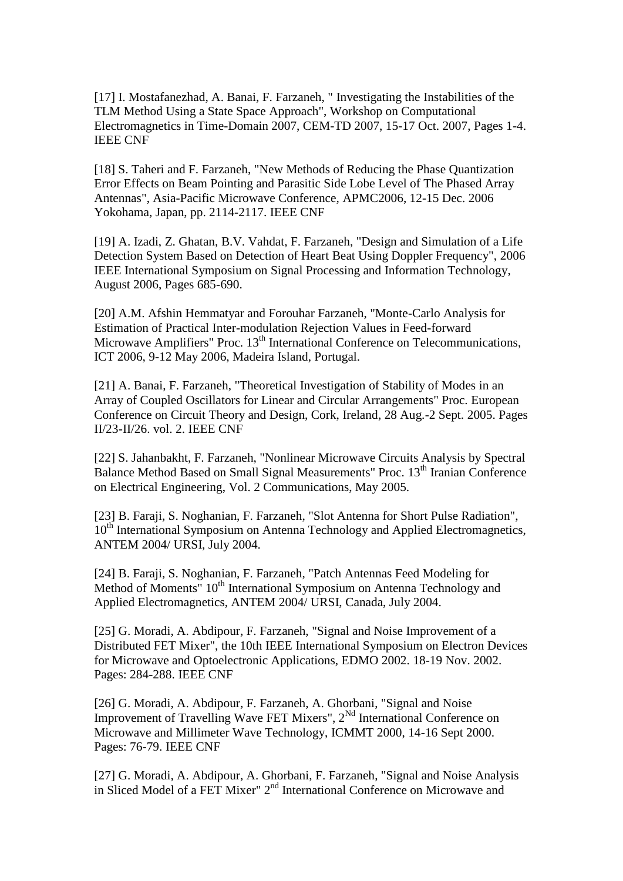[17] I. Mostafanezhad, A. Banai, F. Farzaneh, " Investigating the Instabilities of the TLM Method Using a State Space Approach", Workshop on Computational Electromagnetics in Time-Domain 2007, CEM-TD 2007, 15-17 Oct. 2007, Pages 1-4. IEEE CNF

[18] S. Taheri and F. Farzaneh, "New Methods of Reducing the Phase Quantization Error Effects on Beam Pointing and Parasitic Side Lobe Level of The Phased Array Antennas", Asia-Pacific Microwave Conference, APMC2006, 12-15 Dec. 2006 Yokohama, Japan, pp. 2114-2117. IEEE CNF

[19] A. Izadi, Z. Ghatan, B.V. Vahdat, F. Farzaneh, "Design and Simulation of a Life Detection System Based on Detection of Heart Beat Using Doppler Frequency", 2006 IEEE International Symposium on Signal Processing and Information Technology, August 2006, Pages 685-690.

[20] A.M. Afshin Hemmatyar and Forouhar Farzaneh, "Monte-Carlo Analysis for Estimation of Practical Inter-modulation Rejection Values in Feed-forward Microwave Amplifiers" Proc. 13th International Conference on Telecommunications, ICT 2006, 9-12 May 2006, Madeira Island, Portugal.

[21] A. Banai, F. Farzaneh, "Theoretical Investigation of Stability of Modes in an Array of Coupled Oscillators for Linear and Circular Arrangements" Proc. European Conference on Circuit Theory and Design, Cork, Ireland, 28 Aug.-2 Sept. 2005. Pages II/23-II/26. vol. 2. IEEE CNF

[22] S. Jahanbakht, F. Farzaneh, "Nonlinear Microwave Circuits Analysis by Spectral Balance Method Based on Small Signal Measurements" Proc. 13th Iranian Conference on Electrical Engineering, Vol. 2 Communications, May 2005.

[23] B. Faraji, S. Noghanian, F. Farzaneh, "Slot Antenna for Short Pulse Radiation", 10th International Symposium on Antenna Technology and Applied Electromagnetics, ANTEM 2004/ URSI, July 2004.

[24] B. Faraji, S. Noghanian, F. Farzaneh, "Patch Antennas Feed Modeling for Method of Moments" 10th International Symposium on Antenna Technology and Applied Electromagnetics, ANTEM 2004/ URSI, Canada, July 2004.

[25] G. Moradi, A. Abdipour, F. Farzaneh, "Signal and Noise Improvement of a Distributed FET Mixer", the 10th IEEE International Symposium on Electron Devices for Microwave and Optoelectronic Applications, EDMO 2002. 18-19 Nov. 2002. Pages: 284-288. IEEE CNF

[26] G. Moradi, A. Abdipour, F. Farzaneh, A. Ghorbani, "Signal and Noise Improvement of Travelling Wave FET Mixers", 2Nd International Conference on Microwave and Millimeter Wave Technology, ICMMT 2000, 14-16 Sept 2000. Pages: 76-79. IEEE CNF

[27] G. Moradi, A. Abdipour, A. Ghorbani, F. Farzaneh, "Signal and Noise Analysis in Sliced Model of a FET Mixer" 2nd International Conference on Microwave and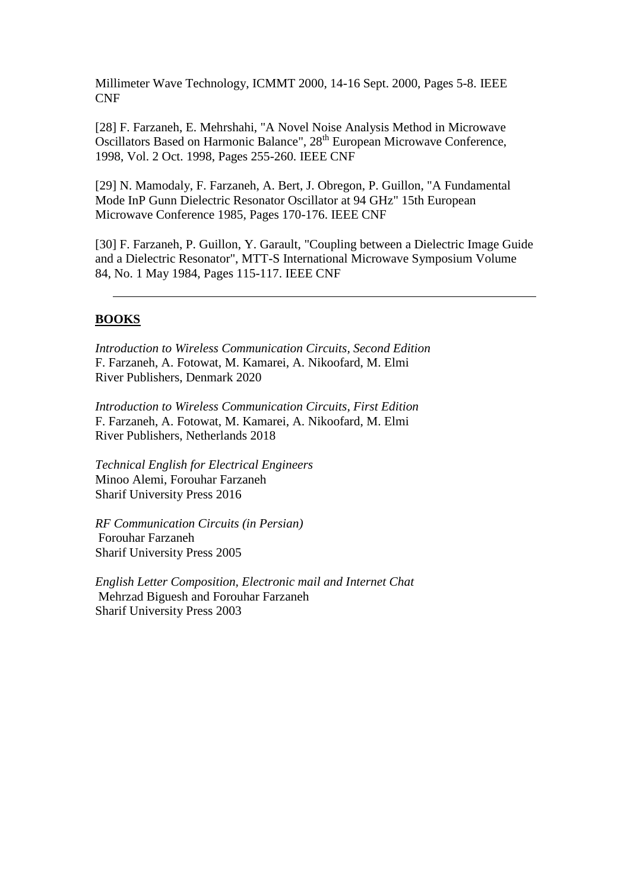Millimeter Wave Technology, ICMMT 2000, 14-16 Sept. 2000, Pages 5-8. IEEE CNF

[28] F. Farzaneh, E. Mehrshahi, "A Novel Noise Analysis Method in Microwave Oscillators Based on Harmonic Balance", 28$^{th}$ European Microwave Conference, 1998, Vol. 2 Oct. 1998, Pages 255-260. IEEE CNF

[29] N. Mamodaly, F. Farzaneh, A. Bert, J. Obregon, P. Guillon, "A Fundamental Mode InP Gunn Dielectric Resonator Oscillator at 94 GHz" 15th European Microwave Conference 1985, Pages 170-176. IEEE CNF

[30] F. Farzaneh, P. Guillon, Y. Garault, "Coupling between a Dielectric Image Guide and a Dielectric Resonator", MTT-S International Microwave Symposium Volume 84, No. 1 May 1984, Pages 115-117. IEEE CNF

---

## BOOKS

*Introduction to Wireless Communication Circuits, Second Edition*
F. Farzaneh, A. Fotowat, M. Kamarei, A. Nikoofard, M. Elmi
River Publishers, Denmark 2020

*Introduction to Wireless Communication Circuits, First Edition*
F. Farzaneh, A. Fotowat, M. Kamarei, A. Nikoofard, M. Elmi
River Publishers, Netherlands 2018

*Technical English for Electrical Engineers*
Minoo Alemi, Forouhar Farzaneh
Sharif University Press 2016

*RF Communication Circuits (in Persian)*
Forouhar Farzaneh
Sharif University Press 2005

*English Letter Composition, Electronic mail and Internet Chat*
Mehrzad Biguesh and Forouhar Farzaneh
Sharif University Press 2003